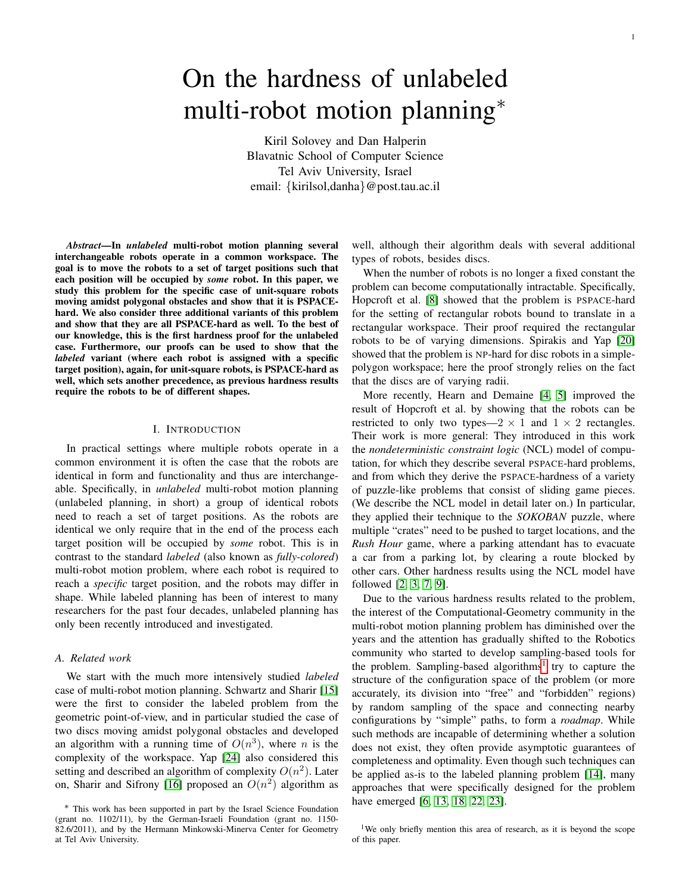# On the hardness of unlabeled multi-robot motion planning*

Kiril Solovey and Dan Halperin
Blavatnic School of Computer Science
Tel Aviv University, Israel
email: {kirilsol,danha}@post.tau.ac.il

***Abstract*—In *unlabeled* multi-robot motion planning several interchangeable robots operate in a common workspace. The goal is to move the robots to a set of target positions such that each position will be occupied by *some* robot. In this paper, we study this problem for the specific case of unit-square robots moving amidst polygonal obstacles and show that it is PSPACE-hard. We also consider three additional variants of this problem and show that they are all PSPACE-hard as well. To the best of our knowledge, this is the first hardness proof for the unlabeled case. Furthermore, our proofs can be used to show that the *labeled* variant (where each robot is assigned with a specific target position), again, for unit-square robots, is PSPACE-hard as well, which sets another precedence, as previous hardness results require the robots to be of different shapes.**

## I. Introduction

In practical settings where multiple robots operate in a common environment it is often the case that the robots are identical in form and functionality and thus are interchangeable. Specifically, in *unlabeled* multi-robot motion planning (unlabeled planning, in short) a group of identical robots need to reach a set of target positions. As the robots are identical we only require that in the end of the process each target position will be occupied by *some* robot. This is in contrast to the standard *labeled* (also known as *fully-colored*) multi-robot motion problem, where each robot is required to reach a *specific* target position, and the robots may differ in shape. While labeled planning has been of interest to many researchers for the past four decades, unlabeled planning has only been recently introduced and investigated.

### A. Related work

We start with the much more intensively studied *labeled* case of multi-robot motion planning. Schwartz and Sharir [15] were the first to consider the labeled problem from the geometric point-of-view, and in particular studied the case of two discs moving amidst polygonal obstacles and developed an algorithm with a running time of $O(n^3)$, where $n$ is the complexity of the workspace. Yap [24] also considered this setting and described an algorithm of complexity $O(n^2)$. Later on, Sharir and Sifrony [16] proposed an $O(n^2)$ algorithm as well, although their algorithm deals with several additional types of robots, besides discs.

When the number of robots is no longer a fixed constant the problem can become computationally intractable. Specifically, Hopcroft et al. [8] showed that the problem is PSPACE-hard for the setting of rectangular robots bound to translate in a rectangular workspace. Their proof required the rectangular robots to be of varying dimensions. Spirakis and Yap [20] showed that the problem is NP-hard for disc robots in a simple-polygon workspace; here the proof strongly relies on the fact that the discs are of varying radii.

More recently, Hearn and Demaine [4, 5] improved the result of Hopcroft et al. by showing that the robots can be restricted to only two types—$2 \times 1$ and $1 \times 2$ rectangles. Their work is more general: They introduced in this work the *nondeterministic constraint logic* (NCL) model of computation, for which they describe several PSPACE-hard problems, and from which they derive the PSPACE-hardness of a variety of puzzle-like problems that consist of sliding game pieces. (We describe the NCL model in detail later on.) In particular, they applied their technique to the *SOKOBAN* puzzle, where multiple "crates" need to be pushed to target locations, and the *Rush Hour* game, where a parking attendant has to evacuate a car from a parking lot, by clearing a route blocked by other cars. Other hardness results using the NCL model have followed [2, 3, 7, 9].

Due to the various hardness results related to the problem, the interest of the Computational-Geometry community in the multi-robot motion planning problem has diminished over the years and the attention has gradually shifted to the Robotics community who started to develop sampling-based tools for the problem. Sampling-based algorithms[1] try to capture the structure of the configuration space of the problem (or more accurately, its division into "free" and "forbidden" regions) by random sampling of the space and connecting nearby configurations by "simple" paths, to form a *roadmap*. While such methods are incapable of determining whether a solution does not exist, they often provide asymptotic guarantees of completeness and optimality. Even though such techniques can be applied as-is to the labeled planning problem [14], many approaches that were specifically designed for the problem have emerged [6, 13, 18, 22, 23].

* This work has been supported in part by the Israel Science Foundation (grant no. 1102/11), by the German-Israeli Foundation (grant no. 1150-82.6/2011), and by the Hermann Minkowski-Minerva Center for Geometry at Tel Aviv University.

[1] We only briefly mention this area of research, as it is beyond the scope of this paper.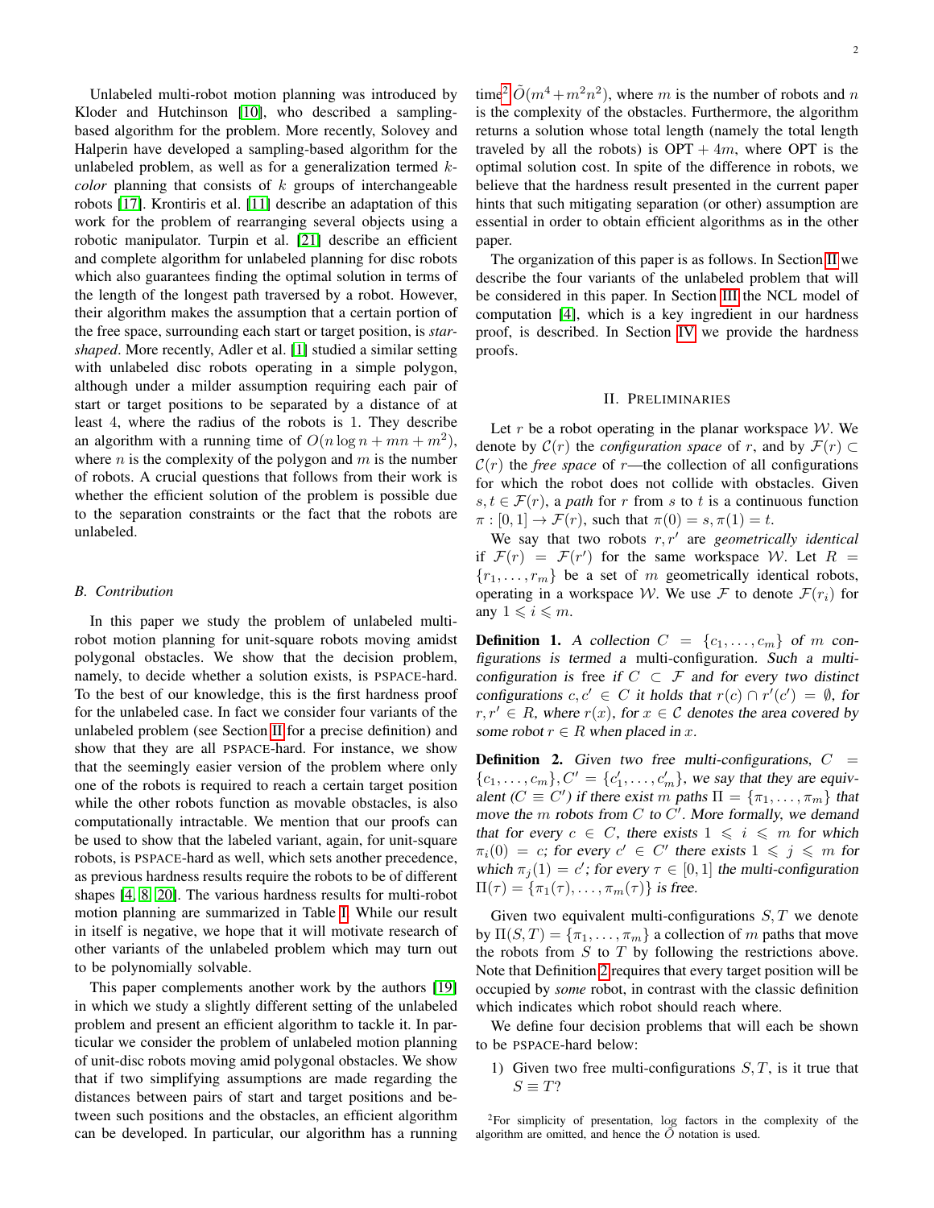Unlabeled multi-robot motion planning was introduced by Kloder and Hutchinson [10], who described a sampling-based algorithm for the problem. More recently, Solovey and Halperin have developed a sampling-based algorithm for the unlabeled problem, as well as for a generalization termed $k$-*color* planning that consists of $k$ groups of interchangeable robots [17]. Krontiris et al. [11] describe an adaptation of this work for the problem of rearranging several objects using a robotic manipulator. Turpin et al. [21] describe an efficient and complete algorithm for unlabeled planning for disc robots which also guarantees finding the optimal solution in terms of the length of the longest path traversed by a robot. However, their algorithm makes the assumption that a certain portion of the free space, surrounding each start or target position, is *star-shaped*. More recently, Adler et al. [1] studied a similar setting with unlabeled disc robots operating in a simple polygon, although under a milder assumption requiring each pair of start or target positions to be separated by a distance of at least 4, where the radius of the robots is 1. They describe an algorithm with a running time of $O(n \log n + mn + m^2)$, where $n$ is the complexity of the polygon and $m$ is the number of robots. A crucial questions that follows from their work is whether the efficient solution of the problem is possible due to the separation constraints or the fact that the robots are unlabeled.

### B. Contribution

In this paper we study the problem of unlabeled multi-robot motion planning for unit-square robots moving amidst polygonal obstacles. We show that the decision problem, namely, to decide whether a solution exists, is PSPACE-hard. To the best of our knowledge, this is the first hardness proof for the unlabeled case. In fact we consider four variants of the unlabeled problem (see Section II for a precise definition) and show that they are all PSPACE-hard. For instance, we show that the seemingly easier version of the problem where only one of the robots is required to reach a certain target position while the other robots function as movable obstacles, is also computationally intractable. We mention that our proofs can be used to show that the labeled variant, again, for unit-square robots, is PSPACE-hard as well, which sets another precedence, as previous hardness results require the robots to be of different shapes [4, 8, 20]. The various hardness results for multi-robot motion planning are summarized in Table I. While our result in itself is negative, we hope that it will motivate research of other variants of the unlabeled problem which may turn out to be polynomially solvable.

This paper complements another work by the authors [19] in which we study a slightly different setting of the unlabeled problem and present an efficient algorithm to tackle it. In particular we consider the problem of unlabeled motion planning of unit-disc robots moving amid polygonal obstacles. We show that if two simplifying assumptions are made regarding the distances between pairs of start and target positions and between such positions and the obstacles, an efficient algorithm can be developed. In particular, our algorithm has a running time[2] $\tilde{O}(m^4 + m^2 n^2)$, where $m$ is the number of robots and $n$ is the complexity of the obstacles. Furthermore, the algorithm returns a solution whose total length (namely the total length traveled by all the robots) is $\text{OPT} + 4m$, where OPT is the optimal solution cost. In spite of the difference in robots, we believe that the hardness result presented in the current paper hints that such mitigating separation (or other) assumption are essential in order to obtain efficient algorithms as in the other paper.

The organization of this paper is as follows. In Section II we describe the four variants of the unlabeled problem that will be considered in this paper. In Section III the NCL model of computation [4], which is a key ingredient in our hardness proof, is described. In Section IV we provide the hardness proofs.

## II. Preliminaries

Let $r$ be a robot operating in the planar workspace $\mathcal{W}$. We denote by $\mathcal{C}(r)$ the *configuration space* of $r$, and by $\mathcal{F}(r) \subset \mathcal{C}(r)$ the *free space* of $r$—the collection of all configurations for which the robot does not collide with obstacles. Given $s, t \in \mathcal{F}(r)$, a *path* for $r$ from $s$ to $t$ is a continuous function $\pi : [0, 1] \to \mathcal{F}(r)$, such that $\pi(0) = s, \pi(1) = t$.

We say that two robots $r, r'$ are *geometrically identical* if $\mathcal{F}(r) = \mathcal{F}(r')$ for the same workspace $\mathcal{W}$. Let $R = \{r_1, \dots, r_m\}$ be a set of $m$ geometrically identical robots, operating in a workspace $\mathcal{W}$. We use $\mathcal{F}$ to denote $\mathcal{F}(r_i)$ for any $1 \leqslant i \leqslant m$.

**Definition 1.** *A collection $C = \{c_1, \dots, c_m\}$ of $m$ configurations is termed a* multi-configuration. *Such a multi-configuration is* free *if $C \subset \mathcal{F}$ and for every two distinct configurations $c, c' \in C$ it holds that $r(c) \cap r'(c') = \emptyset$, for $r, r' \in R$, where $r(x)$, for $x \in \mathcal{C}$ denotes the area covered by some robot $r \in R$ when placed in $x$.*

**Definition 2.** *Given two free multi-configurations, $C = \{c_1, \dots, c_m\}, C' = \{c'_1, \dots, c'_m\}$, we say that they are equivalent ($C \equiv C'$) if there exist $m$ paths $\Pi = \{\pi_1, \dots, \pi_m\}$ that move the $m$ robots from $C$ to $C'$. More formally, we demand that for every $c \in C$, there exists $1 \leqslant i \leqslant m$ for which $\pi_i(0) = c$; for every $c' \in C'$ there exists $1 \leqslant j \leqslant m$ for which $\pi_j(1) = c'$; for every $\tau \in [0, 1]$ the multi-configuration $\Pi(\tau) = \{\pi_1(\tau), \dots, \pi_m(\tau)\}$ is free.*

Given two equivalent multi-configurations $S, T$ we denote by $\Pi(S, T) = \{\pi_1, \dots, \pi_m\}$ a collection of $m$ paths that move the robots from $S$ to $T$ by following the restrictions above. Note that Definition 2 requires that every target position will be occupied by *some* robot, in contrast with the classic definition which indicates which robot should reach where.

We define four decision problems that will each be shown to be PSPACE-hard below:

1) Given two free multi-configurations $S, T$, is it true that $S \equiv T$?

[2] For simplicity of presentation, log factors in the complexity of the algorithm are omitted, and hence the $\tilde{O}$ notation is used.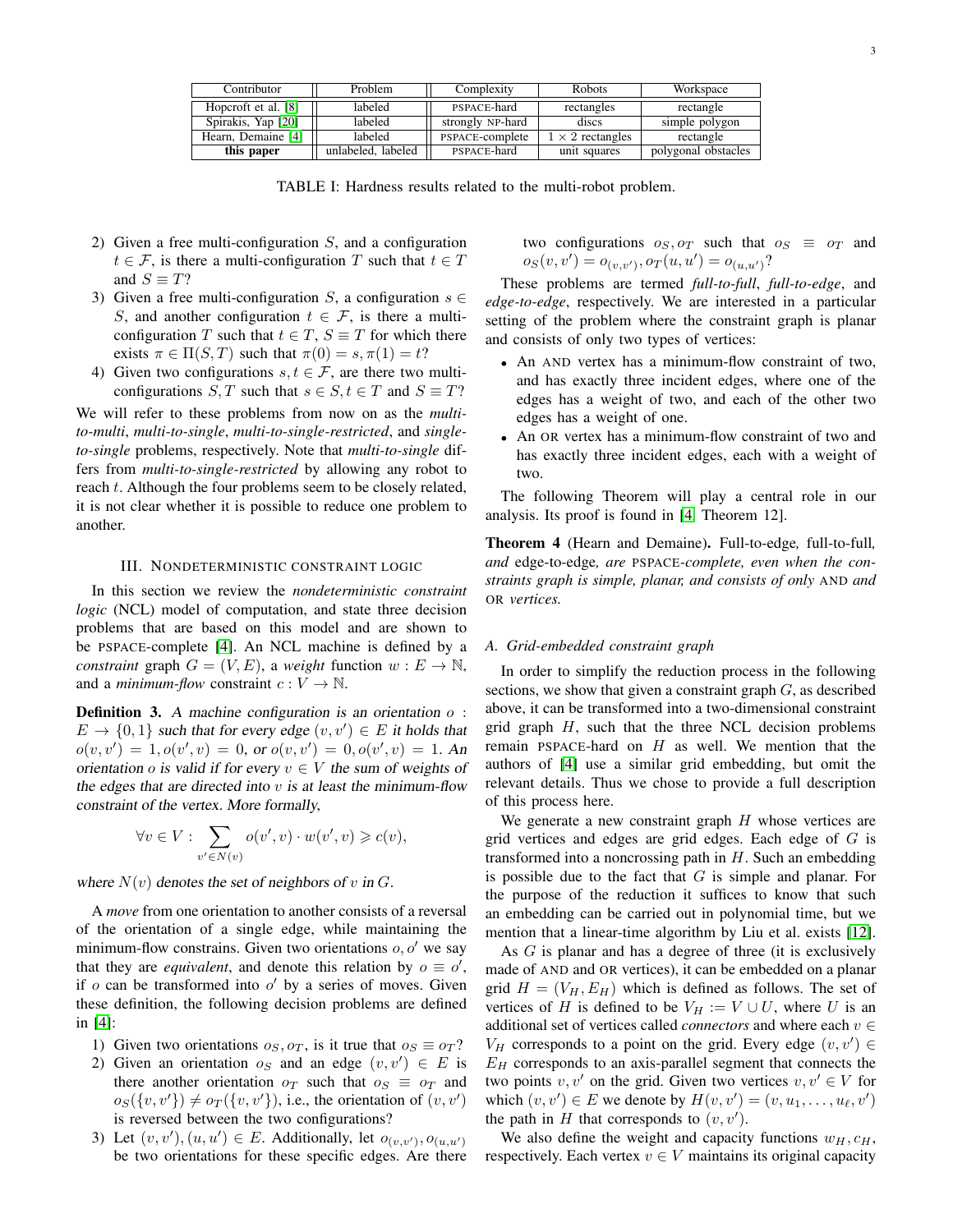| Contributor | Problem | Complexity | Robots | Workspace |
| --- | --- | --- | --- | --- |
| Hopcroft et al. [8] | labeled | PSPACE-hard | rectangles | rectangle |
| Spirakis, Yap [20] | labeled | strongly NP-hard | discs | simple polygon |
| Hearn, Demaine [4] | labeled | PSPACE-complete | $1 \times 2$ rectangles | rectangle |
| **this paper** | unlabeled, labeled | PSPACE-hard | unit squares | polygonal obstacles |

TABLE I: Hardness results related to the multi-robot problem.

2) Given a free multi-configuration $S$, and a configuration $t \in \mathcal{F}$, is there a multi-configuration $T$ such that $t \in T$ and $S \equiv T$?
3) Given a free multi-configuration $S$, a configuration $s \in S$, and another configuration $t \in \mathcal{F}$, is there a multi-configuration $T$ such that $t \in T$, $S \equiv T$ for which there exists $\pi \in \Pi(S,T)$ such that $\pi(0) = s, \pi(1) = t$?
4) Given two configurations $s, t \in \mathcal{F}$, are there two multi-configurations $S, T$ such that $s \in S, t \in T$ and $S \equiv T$?

We will refer to these problems from now on as the *multi-to-multi*, *multi-to-single*, *multi-to-single-restricted*, and *single-to-single* problems, respectively. Note that *multi-to-single* differs from *multi-to-single-restricted* by allowing any robot to reach $t$. Although the four problems seem to be closely related, it is not clear whether it is possible to reduce one problem to another.

## III. Nondeterministic constraint logic

In this section we review the *nondeterministic constraint logic* (NCL) model of computation, and state three decision problems that are based on this model and are shown to be PSPACE-complete [4]. An NCL machine is defined by a *constraint* graph $G = (V, E)$, a *weight* function $w : E \to \mathbb{N}$, and a *minimum-flow* constraint $c : V \to \mathbb{N}$.

**Definition 3.** *A machine configuration is an orientation $o : E \to \{0, 1\}$ such that for every edge $(v, v') \in E$ it holds that $o(v, v') = 1, o(v', v) = 0$, or $o(v, v') = 0, o(v', v) = 1$. An orientation $o$ is valid if for every $v \in V$ the sum of weights of the edges that are directed into $v$ is at least the minimum-flow constraint of the vertex. More formally,*

$$\forall v \in V : \sum_{v' \in N(v)} o(v', v) \cdot w(v', v) \geqslant c(v),$$

*where $N(v)$ denotes the set of neighbors of $v$ in $G$.*

A *move* from one orientation to another consists of a reversal of the orientation of a single edge, while maintaining the minimum-flow constrains. Given two orientations $o, o'$ we say that they are *equivalent*, and denote this relation by $o \equiv o'$, if $o$ can be transformed into $o'$ by a series of moves. Given these definition, the following decision problems are defined in [4]:

1) Given two orientations $o_S, o_T$, is it true that $o_S \equiv o_T$?
2) Given an orientation $o_S$ and an edge $(v, v') \in E$ is there another orientation $o_T$ such that $o_S \equiv o_T$ and $o_S(\{v, v'\}) \neq o_T(\{v, v'\})$, i.e., the orientation of $(v, v')$ is reversed between the two configurations?
3) Let $(v, v'), (u, u') \in E$. Additionally, let $o_{(v,v')}, o_{(u,u')}$ be two orientations for these specific edges. Are there two configurations $o_S, o_T$ such that $o_S \equiv o_T$ and $o_S(v, v') = o_{(v,v')}, o_T(u, u') = o_{(u,u')}$?

These problems are termed *full-to-full*, *full-to-edge*, and *edge-to-edge*, respectively. We are interested in a particular setting of the problem where the constraint graph is planar and consists of only two types of vertices:

- An AND vertex has a minimum-flow constraint of two, and has exactly three incident edges, where one of the edges has a weight of two, and each of the other two edges has a weight of one.
- An OR vertex has a minimum-flow constraint of two and has exactly three incident edges, each with a weight of two.

The following Theorem will play a central role in our analysis. Its proof is found in [4, Theorem 12].

**Theorem 4** (Hearn and Demaine)**.** *Full-to-edge, full-to-full, and edge-to-edge, are PSPACE-complete, even when the constraints graph is simple, planar, and consists of only AND and OR vertices.*

### A. Grid-embedded constraint graph

In order to simplify the reduction process in the following sections, we show that given a constraint graph $G$, as described above, it can be transformed into a two-dimensional constraint grid graph $H$, such that the three NCL decision problems remain PSPACE-hard on $H$ as well. We mention that the authors of [4] use a similar grid embedding, but omit the relevant details. Thus we chose to provide a full description of this process here.

We generate a new constraint graph $H$ whose vertices are grid vertices and edges are grid edges. Each edge of $G$ is transformed into a noncrossing path in $H$. Such an embedding is possible due to the fact that $G$ is simple and planar. For the purpose of the reduction it suffices to know that such an embedding can be carried out in polynomial time, but we mention that a linear-time algorithm by Liu et al. exists [12].

As $G$ is planar and has a degree of three (it is exclusively made of AND and OR vertices), it can be embedded on a planar grid $H = (V_H, E_H)$ which is defined as follows. The set of vertices of $H$ is defined to be $V_H := V \cup U$, where $U$ is an additional set of vertices called *connectors* and where each $v \in V_H$ corresponds to a point on the grid. Every edge $(v, v') \in E_H$ corresponds to an axis-parallel segment that connects the two points $v, v'$ on the grid. Given two vertices $v, v' \in V$ for which $(v, v') \in E$ we denote by $H(v, v') = (v, u_1, \ldots, u_\ell, v')$ the path in $H$ that corresponds to $(v, v')$.

We also define the weight and capacity functions $w_H, c_H$, respectively. Each vertex $v \in V$ maintains its original capacity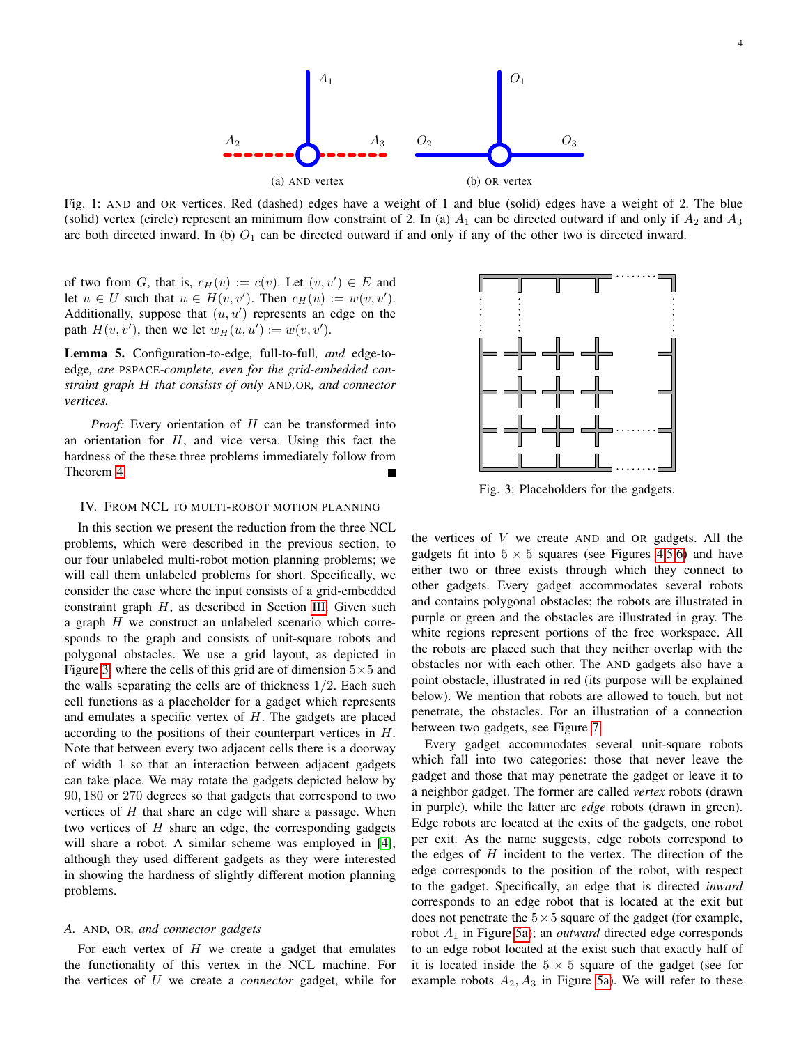Fig. 1: AND and OR vertices. Red (dashed) edges have a weight of 1 and blue (solid) edges have a weight of 2. The blue (solid) vertex (circle) represent an minimum flow constraint of 2. In (a) $A_1$ can be directed outward if and only if $A_2$ and $A_3$ are both directed inward. In (b) $O_1$ can be directed outward if and only if any of the other two is directed inward.

of two from $G$, that is, $c_H(v) := c(v)$. Let $(v, v') \in E$ and let $u \in U$ such that $u \in H(v, v')$. Then $c_H(u) := w(v, v')$. Additionally, suppose that $(u, u')$ represents an edge on the path $H(v, v')$, then we let $w_H(u, u') := w(v, v')$.

**Lemma 5.** *Configuration-to-edge, full-to-full, and edge-to-edge, are* PSPACE*-complete, even for the grid-embedded constraint graph $H$ that consists of only* AND,OR, *and connector vertices.*

*Proof:* Every orientation of $H$ can be transformed into an orientation for $H$, and vice versa. Using this fact the hardness of the these three problems immediately follow from Theorem 4. ■

## IV. From NCL to multi-robot motion planning

In this section we present the reduction from the three NCL problems, which were described in the previous section, to our four unlabeled multi-robot motion planning problems; we will call them unlabeled problems for short. Specifically, we consider the case where the input consists of a grid-embedded constraint graph $H$, as described in Section III. Given such a graph $H$ we construct an unlabeled scenario which corresponds to the graph and consists of unit-square robots and polygonal obstacles. We use a grid layout, as depicted in Figure 3, where the cells of this grid are of dimension $5\times5$ and the walls separating the cells are of thickness $1/2$. Each such cell functions as a placeholder for a gadget which represents and emulates a specific vertex of $H$. The gadgets are placed according to the positions of their counterpart vertices in $H$. Note that between every two adjacent cells there is a doorway of width 1 so that an interaction between adjacent gadgets can take place. We may rotate the gadgets depicted below by $90, 180$ or $270$ degrees so that gadgets that correspond to two vertices of $H$ that share an edge will share a passage. When two vertices of $H$ share an edge, the corresponding gadgets will share a robot. A similar scheme was employed in [4], although they used different gadgets as they were interested in showing the hardness of slightly different motion planning problems.

### A. AND, OR, and connector gadgets

For each vertex of $H$ we create a gadget that emulates the functionality of this vertex in the NCL machine. For the vertices of $U$ we create a *connector* gadget, while for

Fig. 3: Placeholders for the gadgets.

the vertices of $V$ we create AND and OR gadgets. All the gadgets fit into $5 \times 5$ squares (see Figures 4,5,6) and have either two or three exists through which they connect to other gadgets. Every gadget accommodates several robots and contains polygonal obstacles; the robots are illustrated in purple or green and the obstacles are illustrated in gray. The white regions represent portions of the free workspace. All the robots are placed such that they neither overlap with the obstacles nor with each other. The AND gadgets also have a point obstacle, illustrated in red (its purpose will be explained below). We mention that robots are allowed to touch, but not penetrate, the obstacles. For an illustration of a connection between two gadgets, see Figure 7.

Every gadget accommodates several unit-square robots which fall into two categories: those that never leave the gadget and those that may penetrate the gadget or leave it to a neighbor gadget. The former are called *vertex* robots (drawn in purple), while the latter are *edge* robots (drawn in green). Edge robots are located at the exits of the gadgets, one robot per exit. As the name suggests, edge robots correspond to the edges of $H$ incident to the vertex. The direction of the edge corresponds to the position of the robot, with respect to the gadget. Specifically, an edge that is directed *inward* corresponds to an edge robot that is located at the exit but does not penetrate the $5\times5$ square of the gadget (for example, robot $A_1$ in Figure 5a); an *outward* directed edge corresponds to an edge robot located at the exist such that exactly half of it is located inside the $5 \times 5$ square of the gadget (see for example robots $A_2, A_3$ in Figure 5a). We will refer to these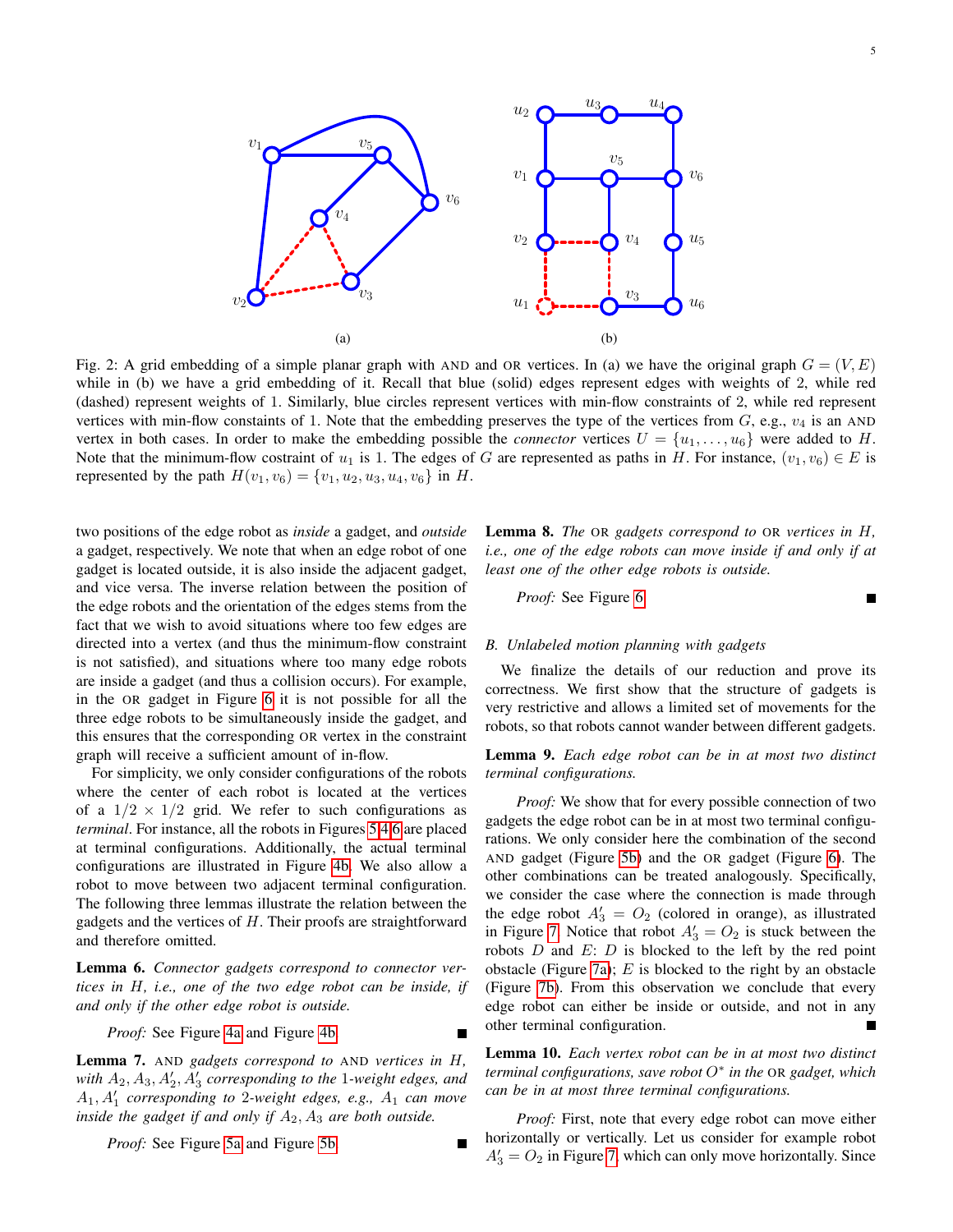(a)

(b)

Fig. 2: A grid embedding of a simple planar graph with AND and OR vertices. In (a) we have the original graph $G = (V, E)$ while in (b) we have a grid embedding of it. Recall that blue (solid) edges represent edges with weights of 2, while red (dashed) represent weights of 1. Similarly, blue circles represent vertices with min-flow constraints of 2, while red represent vertices with min-flow constaints of 1. Note that the embedding preserves the type of the vertices from $G$, e.g., $v_4$ is an AND vertex in both cases. In order to make the embedding possible the *connector* vertices $U = \{u_1, \dots, u_6\}$ were added to $H$. Note that the minimum-flow costraint of $u_1$ is 1. The edges of $G$ are represented as paths in $H$. For instance, $(v_1, v_6) \in E$ is represented by the path $H(v_1, v_6) = \{v_1, u_2, u_3, u_4, v_6\}$ in $H$.

two positions of the edge robot as *inside* a gadget, and *outside* a gadget, respectively. We note that when an edge robot of one gadget is located outside, it is also inside the adjacent gadget, and vice versa. The inverse relation between the position of the edge robots and the orientation of the edges stems from the fact that we wish to avoid situations where too few edges are directed into a vertex (and thus the minimum-flow constraint is not satisfied), and situations where too many edge robots are inside a gadget (and thus a collision occurs). For example, in the OR gadget in Figure 6 it is not possible for all the three edge robots to be simultaneously inside the gadget, and this ensures that the corresponding OR vertex in the constraint graph will receive a sufficient amount of in-flow.

For simplicity, we only consider configurations of the robots where the center of each robot is located at the vertices of a $1/2 \times 1/2$ grid. We refer to such configurations as *terminal*. For instance, all the robots in Figures 5,4,6 are placed at terminal configurations. Additionally, the actual terminal configurations are illustrated in Figure 4b. We also allow a robot to move between two adjacent terminal configuration. The following three lemmas illustrate the relation between the gadgets and the vertices of $H$. Their proofs are straightforward and therefore omitted.

**Lemma 6.** *Connector gadgets correspond to connector vertices in $H$, i.e., one of the two edge robot can be inside, if and only if the other edge robot is outside.*

*Proof:* See Figure 4a and Figure 4b ■

**Lemma 7.** *AND gadgets correspond to AND vertices in $H$, with $A_2, A_3, A_2', A_3'$ corresponding to the 1-weight edges, and $A_1, A_1'$ corresponding to 2-weight edges, e.g., $A_1$ can move inside the gadget if and only if $A_2, A_3$ are both outside.*

*Proof:* See Figure 5a and Figure 5b ■

**Lemma 8.** *The OR gadgets correspond to OR vertices in $H$, i.e., one of the edge robots can move inside if and only if at least one of the other edge robots is outside.*

*Proof:* See Figure 6 ■

### B. Unlabeled motion planning with gadgets

We finalize the details of our reduction and prove its correctness. We first show that the structure of gadgets is very restrictive and allows a limited set of movements for the robots, so that robots cannot wander between different gadgets.

**Lemma 9.** *Each edge robot can be in at most two distinct terminal configurations.*

*Proof:* We show that for every possible connection of two gadgets the edge robot can be in at most two terminal configurations. We only consider here the combination of the second AND gadget (Figure 5b) and the OR gadget (Figure 6). The other combinations can be treated analogously. Specifically, we consider the case where the connection is made through the edge robot $A_3' = O_2$ (colored in orange), as illustrated in Figure 7. Notice that robot $A_3' = O_2$ is stuck between the robots $D$ and $E$: $D$ is blocked to the left by the red point obstacle (Figure 7a); $E$ is blocked to the right by an obstacle (Figure 7b). From this observation we conclude that every edge robot can either be inside or outside, and not in any other terminal configuration. ■

**Lemma 10.** *Each vertex robot can be in at most two distinct terminal configurations, save robot $O^*$ in the OR gadget, which can be in at most three terminal configurations.*

*Proof:* First, note that every edge robot can move either horizontally or vertically. Let us consider for example robot $A_3' = O_2$ in Figure 7, which can only move horizontally. Since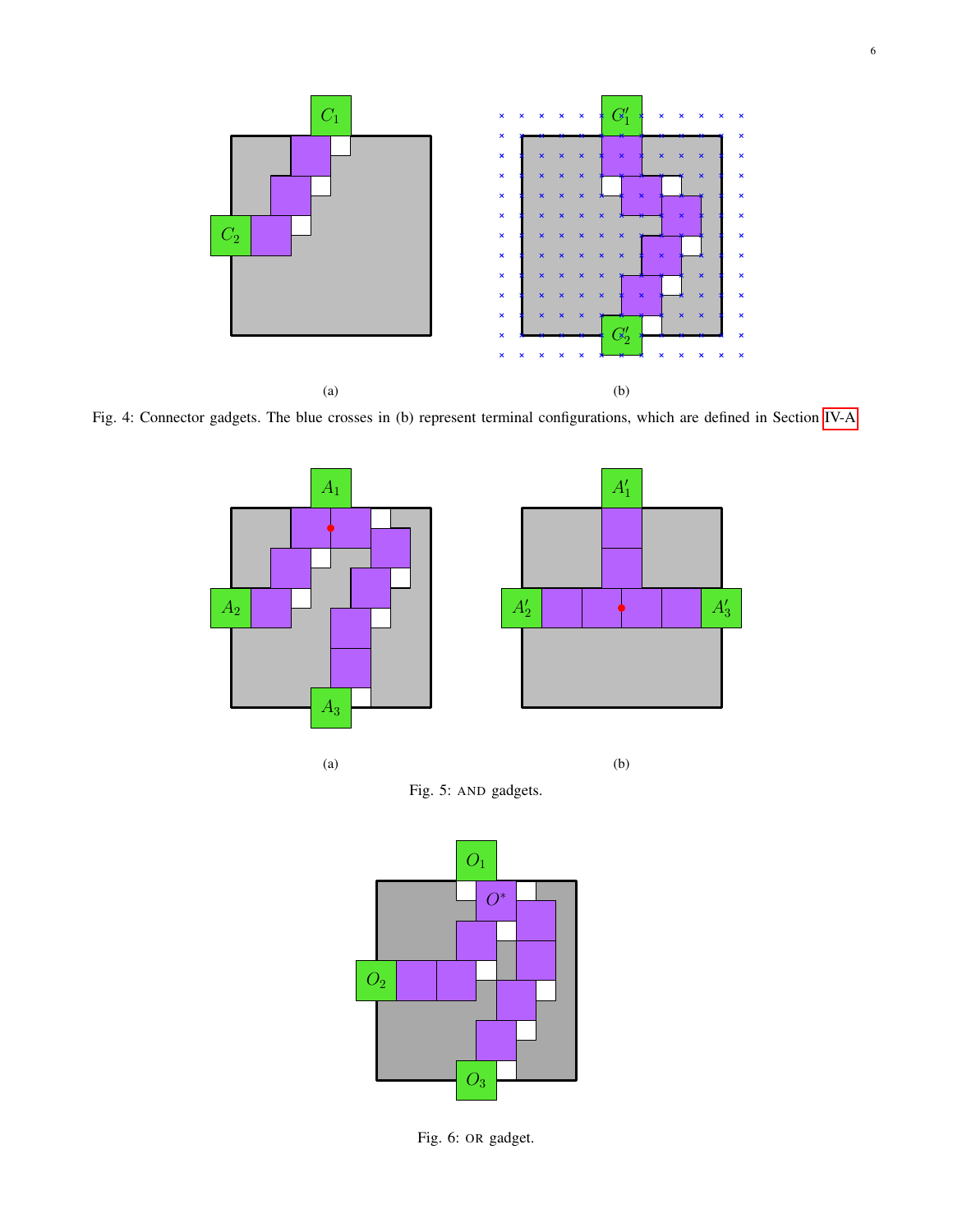(a)

(b)

Fig. 4: Connector gadgets. The blue crosses in (b) represent terminal configurations, which are defined in Section IV-A

(a)

(b)

Fig. 5: AND gadgets.

Fig. 6: OR gadget.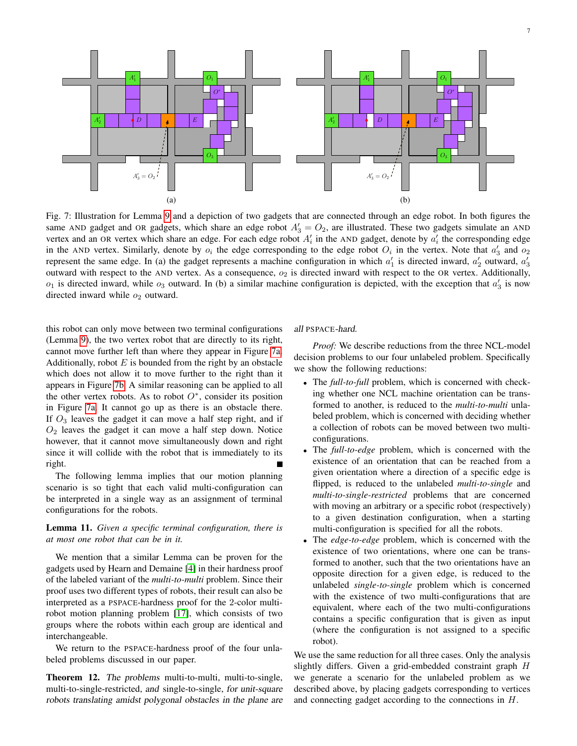Fig. 7: Illustration for Lemma 9 and a depiction of two gadgets that are connected through an edge robot. In both figures the same AND gadget and OR gadgets, which share an edge robot $A'_3 = O_2$, are illustrated. These two gadgets simulate an AND vertex and an OR vertex which share an edge. For each edge robot $A'_i$ in the AND gadget, denote by $a'_i$ the corresponding edge in the AND vertex. Similarly, denote by $o_i$ the edge corresponding to the edge robot $O_i$ in the vertex. Note that $a'_3$ and $o_2$ represent the same edge. In (a) the gadget represents a machine configuration in which $a'_1$ is directed inward, $a'_2$ outward, $a'_3$ outward with respect to the AND vertex. As a consequence, $o_2$ is directed inward with respect to the OR vertex. Additionally, $o_1$ is directed inward, while $o_3$ outward. In (b) a similar machine configuration is depicted, with the exception that $a'_3$ is now directed inward while $o_2$ outward.

this robot can only move between two terminal configurations (Lemma 9), the two vertex robot that are directly to its right, cannot move further left than where they appear in Figure 7a. Additionally, robot $E$ is bounded from the right by an obstacle which does not allow it to move further to the right than it appears in Figure 7b. A similar reasoning can be applied to all the other vertex robots. As to robot $O^*$, consider its position in Figure 7a. It cannot go up as there is an obstacle there. If $O_3$ leaves the gadget it can move a half step right, and if $O_2$ leaves the gadget it can move a half step down. Notice however, that it cannot move simultaneously down and right since it will collide with the robot that is immediately to its right. ■

The following lemma implies that our motion planning scenario is so tight that each valid multi-configuration can be interpreted in a single way as an assignment of terminal configurations for the robots.

**Lemma 11.** *Given a specific terminal configuration, there is at most one robot that can be in it.*

We mention that a similar Lemma can be proven for the gadgets used by Hearn and Demaine [4] in their hardness proof of the labeled variant of the *multi-to-multi* problem. Since their proof uses two different types of robots, their result can also be interpreted as a PSPACE-hardness proof for the 2-color multi-robot motion planning problem [17], which consists of two groups where the robots within each group are identical and interchangeable.

We return to the PSPACE-hardness proof of the four unlabeled problems discussed in our paper.

**Theorem 12.** *The problems* multi-to-multi, multi-to-single, multi-to-single-restricted, *and* single-to-single, *for unit-square robots translating amidst polygonal obstacles in the plane are all* PSPACE*-hard.*

*Proof:* We describe reductions from the three NCL-model decision problems to our four unlabeled problem. Specifically we show the following reductions:

- The *full-to-full* problem, which is concerned with checking whether one NCL machine orientation can be transformed to another, is reduced to the *multi-to-multi* unlabeled problem, which is concerned with deciding whether a collection of robots can be moved between two multi-configurations.
- The *full-to-edge* problem, which is concerned with the existence of an orientation that can be reached from a given orientation where a direction of a specific edge is flipped, is reduced to the unlabeled *multi-to-single* and *multi-to-single-restricted* problems that are concerned with moving an arbitrary or a specific robot (respectively) to a given destination configuration, when a starting multi-configuration is specified for all the robots.
- The *edge-to-edge* problem, which is concerned with the existence of two orientations, where one can be transformed to another, such that the two orientations have an opposite direction for a given edge, is reduced to the unlabeled *single-to-single* problem which is concerned with the existence of two multi-configurations that are equivalent, where each of the two multi-configurations contains a specific configuration that is given as input (where the configuration is not assigned to a specific robot).

We use the same reduction for all three cases. Only the analysis slightly differs. Given a grid-embedded constraint graph $H$ we generate a scenario for the unlabeled problem as we described above, by placing gadgets corresponding to vertices and connecting gadget according to the connections in $H$.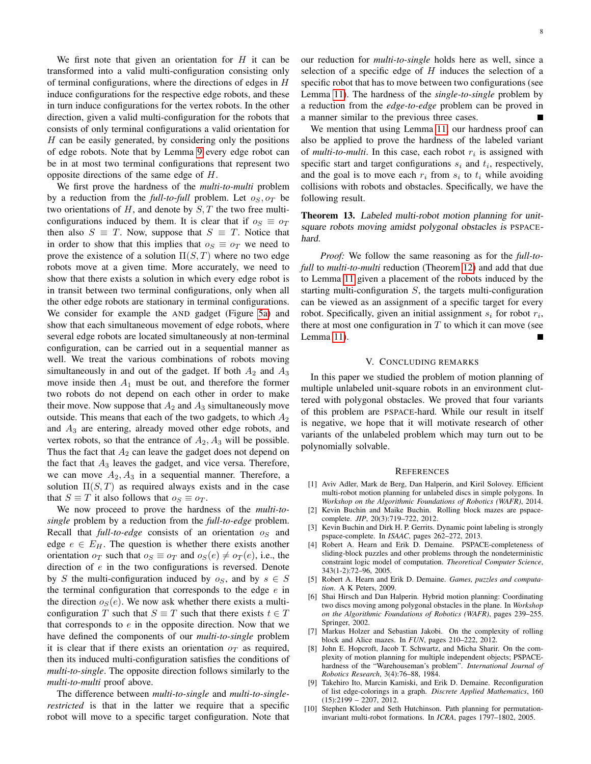We first note that given an orientation for $H$ it can be transformed into a valid multi-configuration consisting only of terminal configurations, where the directions of edges in $H$ induce configurations for the respective edge robots, and these in turn induce configurations for the vertex robots. In the other direction, given a valid multi-configuration for the robots that consists of only terminal configurations a valid orientation for $H$ can be easily generated, by considering only the positions of edge robots. Note that by Lemma 9 every edge robot can be in at most two terminal configurations that represent two opposite directions of the same edge of $H$.

We first prove the hardness of the *multi-to-multi* problem by a reduction from the *full-to-full* problem. Let $o_S, o_T$ be two orientations of $H$, and denote by $S, T$ the two free multi-configurations induced by them. It is clear that if $o_S \equiv o_T$ then also $S \equiv T$. Now, suppose that $S \equiv T$. Notice that in order to show that this implies that $o_S \equiv o_T$ we need to prove the existence of a solution $\Pi(S, T)$ where no two edge robots move at a given time. More accurately, we need to show that there exists a solution in which every edge robot is in transit between two terminal configurations, only when all the other edge robots are stationary in terminal configurations. We consider for example the AND gadget (Figure 5a) and show that each simultaneous movement of edge robots, where several edge robots are located simultaneously at non-terminal configuration, can be carried out in a sequential manner as well. We treat the various combinations of robots moving simultaneously in and out of the gadget. If both $A_2$ and $A_3$ move inside then $A_1$ must be out, and therefore the former two robots do not depend on each other in order to make their move. Now suppose that $A_2$ and $A_3$ simultaneously move outside. This means that each of the two gadgets, to which $A_2$ and $A_3$ are entering, already moved other edge robots, and vertex robots, so that the entrance of $A_2, A_3$ will be possible. Thus the fact that $A_2$ can leave the gadget does not depend on the fact that $A_3$ leaves the gadget, and vice versa. Therefore, we can move $A_2, A_3$ in a sequential manner. Therefore, a solution $\Pi(S, T)$ as required always exists and in the case that $S \equiv T$ it also follows that $o_S \equiv o_T$.

We now proceed to prove the hardness of the *multi-to-single* problem by a reduction from the *full-to-edge* problem. Recall that *full-to-edge* consists of an orientation $o_S$ and edge $e \in E_H$. The question is whether there exists another orientation $o_T$ such that $o_S \equiv o_T$ and $o_S(e) \neq o_T(e)$, i.e., the direction of $e$ in the two configurations is reversed. Denote by $S$ the multi-configuration induced by $o_S$, and by $s \in S$ the terminal configuration that corresponds to the edge $e$ in the direction $o_S(e)$. We now ask whether there exists a multi-configuration $T$ such that $S \equiv T$ such that there exists $t \in T$ that corresponds to $e$ in the opposite direction. Now that we have defined the components of our *multi-to-single* problem it is clear that if there exists an orientation $o_T$ as required, then its induced multi-configuration satisfies the conditions of *multi-to-single*. The opposite direction follows similarly to the *multi-to-multi* proof above.

The difference between *multi-to-single* and *multi-to-single-restricted* is that in the latter we require that a specific robot will move to a specific target configuration. Note that our reduction for *multi-to-single* holds here as well, since a selection of a specific edge of $H$ induces the selection of a specific robot that has to move between two configurations (see Lemma 11). The hardness of the *single-to-single* problem by a reduction from the *edge-to-edge* problem can be proved in a manner similar to the previous three cases. ■

We mention that using Lemma 11, our hardness proof can also be applied to prove the hardness of the labeled variant of *multi-to-multi*. In this case, each robot $r_i$ is assigned with specific start and target configurations $s_i$ and $t_i$, respectively, and the goal is to move each $r_i$ from $s_i$ to $t_i$ while avoiding collisions with robots and obstacles. Specifically, we have the following result.

**Theorem 13.** *Labeled multi-robot motion planning for unit-square robots moving amidst polygonal obstacles is* PSPACE*-hard.*

*Proof:* We follow the same reasoning as for the *full-to-full* to *multi-to-multi* reduction (Theorem 12) and add that due to Lemma 11 given a placement of the robots induced by the starting multi-configuration $S$, the targets multi-configuration can be viewed as an assignment of a specific target for every robot. Specifically, given an initial assignment $s_i$ for robot $r_i$, there at most one configuration in $T$ to which it can move (see Lemma 11). ■

## V. Concluding Remarks

In this paper we studied the problem of motion planning of multiple unlabeled unit-square robots in an environment cluttered with polygonal obstacles. We proved that four variants of this problem are PSPACE-hard. While our result in itself is negative, we hope that it will motivate research of other variants of the unlabeled problem which may turn out to be polynomially solvable.

## References

[1] Aviv Adler, Mark de Berg, Dan Halperin, and Kiril Solovey. Efficient multi-robot motion planning for unlabeled discs in simple polygons. In *Workshop on the Algorithmic Foundations of Robotics (WAFR)*, 2014.

[2] Kevin Buchin and Maike Buchin. Rolling block mazes are pspace-complete. *JIP*, 20(3):719–722, 2012.

[3] Kevin Buchin and Dirk H. P. Gerrits. Dynamic point labeling is strongly pspace-complete. In *ISAAC*, pages 262–272, 2013.

[4] Robert A. Hearn and Erik D. Demaine. PSPACE-completeness of sliding-block puzzles and other problems through the nondeterministic constraint logic model of computation. *Theoretical Computer Science*, 343(1-2):72–96, 2005.

[5] Robert A. Hearn and Erik D. Demaine. *Games, puzzles and computation*. A K Peters, 2009.

[6] Shai Hirsch and Dan Halperin. Hybrid motion planning: Coordinating two discs moving among polygonal obstacles in the plane. In *Workshop on the Algorithmic Foundations of Robotics (WAFR)*, pages 239–255. Springer, 2002.

[7] Markus Holzer and Sebastian Jakobi. On the complexity of rolling block and Alice mazes. In *FUN*, pages 210–222, 2012.

[8] John E. Hopcroft, Jacob T. Schwartz, and Micha Sharir. On the complexity of motion planning for multiple independent objects; PSPACE-hardness of the "Warehouseman's problem". *International Journal of Robotics Research*, 3(4):76–88, 1984.

[9] Takehiro Ito, Marcin Kamiski, and Erik D. Demaine. Reconfiguration of list edge-colorings in a graph. *Discrete Applied Mathematics*, 160 (15):2199 – 2207, 2012.

[10] Stephen Kloder and Seth Hutchinson. Path planning for permutation-invariant multi-robot formations. In *ICRA*, pages 1797–1802, 2005.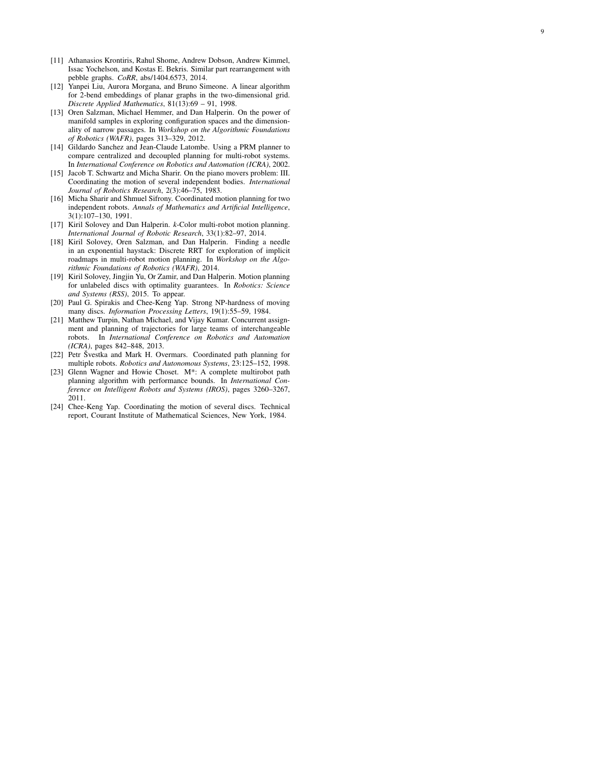[11] Athanasios Krontiris, Rahul Shome, Andrew Dobson, Andrew Kimmel, Issac Yochelson, and Kostas E. Bekris. Similar part rearrangement with pebble graphs. *CoRR*, abs/1404.6573, 2014.

[12] Yanpei Liu, Aurora Morgana, and Bruno Simeone. A linear algorithm for 2-bend embeddings of planar graphs in the two-dimensional grid. *Discrete Applied Mathematics*, 81(13):69 – 91, 1998.

[13] Oren Salzman, Michael Hemmer, and Dan Halperin. On the power of manifold samples in exploring configuration spaces and the dimensionality of narrow passages. In *Workshop on the Algorithmic Foundations of Robotics (WAFR)*, pages 313–329, 2012.

[14] Gildardo Sanchez and Jean-Claude Latombe. Using a PRM planner to compare centralized and decoupled planning for multi-robot systems. In *International Conference on Robotics and Automation (ICRA)*, 2002.

[15] Jacob T. Schwartz and Micha Sharir. On the piano movers problem: III. Coordinating the motion of several independent bodies. *International Journal of Robotics Research*, 2(3):46–75, 1983.

[16] Micha Sharir and Shmuel Sifrony. Coordinated motion planning for two independent robots. *Annals of Mathematics and Artificial Intelligence*, 3(1):107–130, 1991.

[17] Kiril Solovey and Dan Halperin. *k*-Color multi-robot motion planning. *International Journal of Robotic Research*, 33(1):82–97, 2014.

[18] Kiril Solovey, Oren Salzman, and Dan Halperin. Finding a needle in an exponential haystack: Discrete RRT for exploration of implicit roadmaps in multi-robot motion planning. In *Workshop on the Algorithmic Foundations of Robotics (WAFR)*, 2014.

[19] Kiril Solovey, Jingjin Yu, Or Zamir, and Dan Halperin. Motion planning for unlabeled discs with optimality guarantees. In *Robotics: Science and Systems (RSS)*, 2015. To appear.

[20] Paul G. Spirakis and Chee-Keng Yap. Strong NP-hardness of moving many discs. *Information Processing Letters*, 19(1):55–59, 1984.

[21] Matthew Turpin, Nathan Michael, and Vijay Kumar. Concurrent assignment and planning of trajectories for large teams of interchangeable robots. In *International Conference on Robotics and Automation (ICRA)*, pages 842–848, 2013.

[22] Petr Švestka and Mark H. Overmars. Coordinated path planning for multiple robots. *Robotics and Autonomous Systems*, 23:125–152, 1998.

[23] Glenn Wagner and Howie Choset. M*: A complete multirobot path planning algorithm with performance bounds. In *International Conference on Intelligent Robots and Systems (IROS)*, pages 3260–3267, 2011.

[24] Chee-Keng Yap. Coordinating the motion of several discs. Technical report, Courant Institute of Mathematical Sciences, New York, 1984.